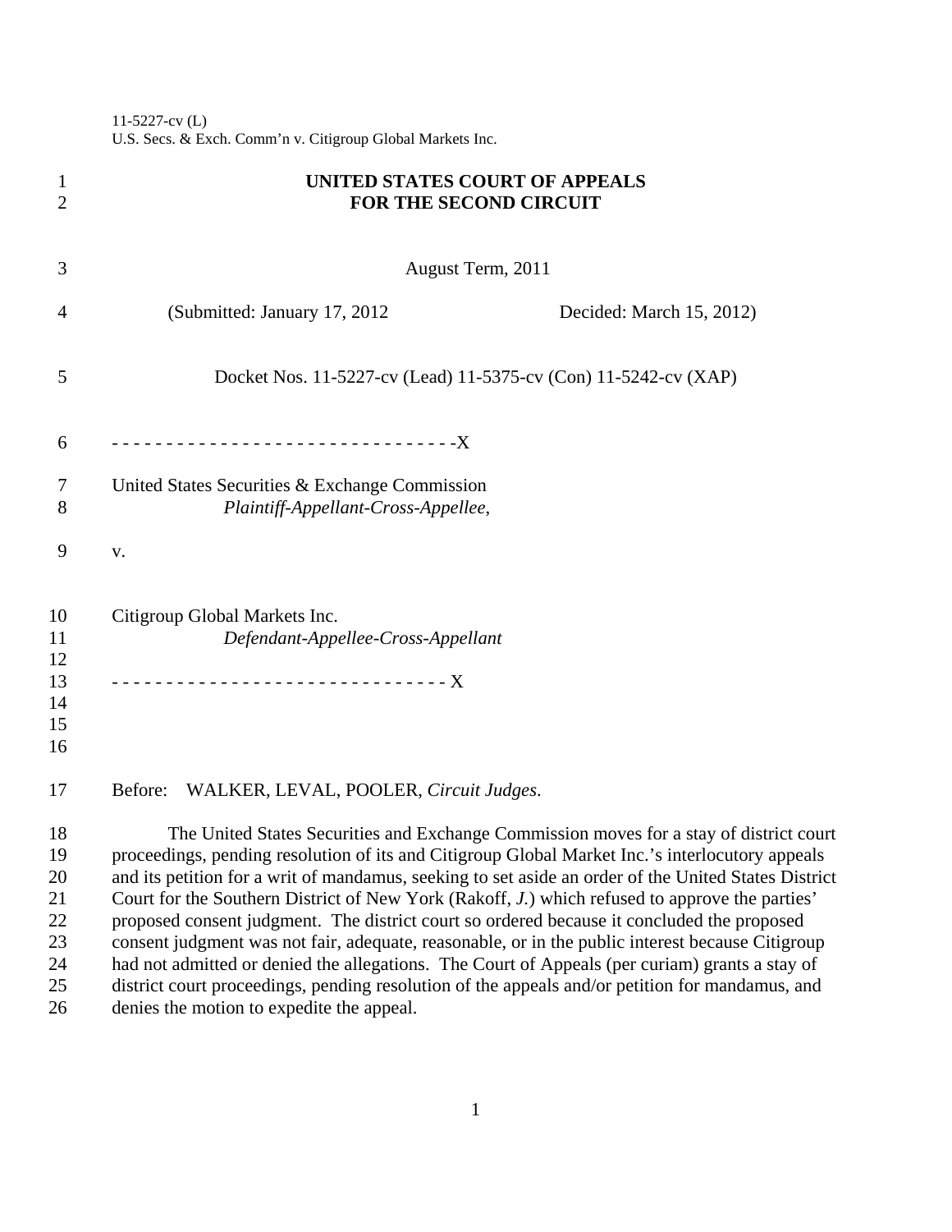11-5227-cv (L)
U.S. Secs. & Exch. Comm'n v. Citigroup Global Markets Inc.

# UNITED STATES COURT OF APPEALS
# FOR THE SECOND CIRCUIT

August Term, 2011

(Submitted: January 17, 2012 Decided: March 15, 2012)

Docket Nos. 11-5227-cv (Lead) 11-5375-cv (Con) 11-5242-cv (XAP)

- - - - - - - - - - - - - - - - - - - - - - - - - - - - - - - -X

United States Securities & Exchange Commission
*Plaintiff-Appellant-Cross-Appellee*,

v.

Citigroup Global Markets Inc.
*Defendant-Appellee-Cross-Appellant*

- - - - - - - - - - - - - - - - - - - - - - - - - - - - - - - X

Before: WALKER, LEVAL, POOLER, *Circuit Judges*.

The United States Securities and Exchange Commission moves for a stay of district court proceedings, pending resolution of its and Citigroup Global Market Inc.'s interlocutory appeals and its petition for a writ of mandamus, seeking to set aside an order of the United States District Court for the Southern District of New York (Rakoff, *J.*) which refused to approve the parties' proposed consent judgment. The district court so ordered because it concluded the proposed consent judgment was not fair, adequate, reasonable, or in the public interest because Citigroup had not admitted or denied the allegations. The Court of Appeals (per curiam) grants a stay of district court proceedings, pending resolution of the appeals and/or petition for mandamus, and denies the motion to expedite the appeal.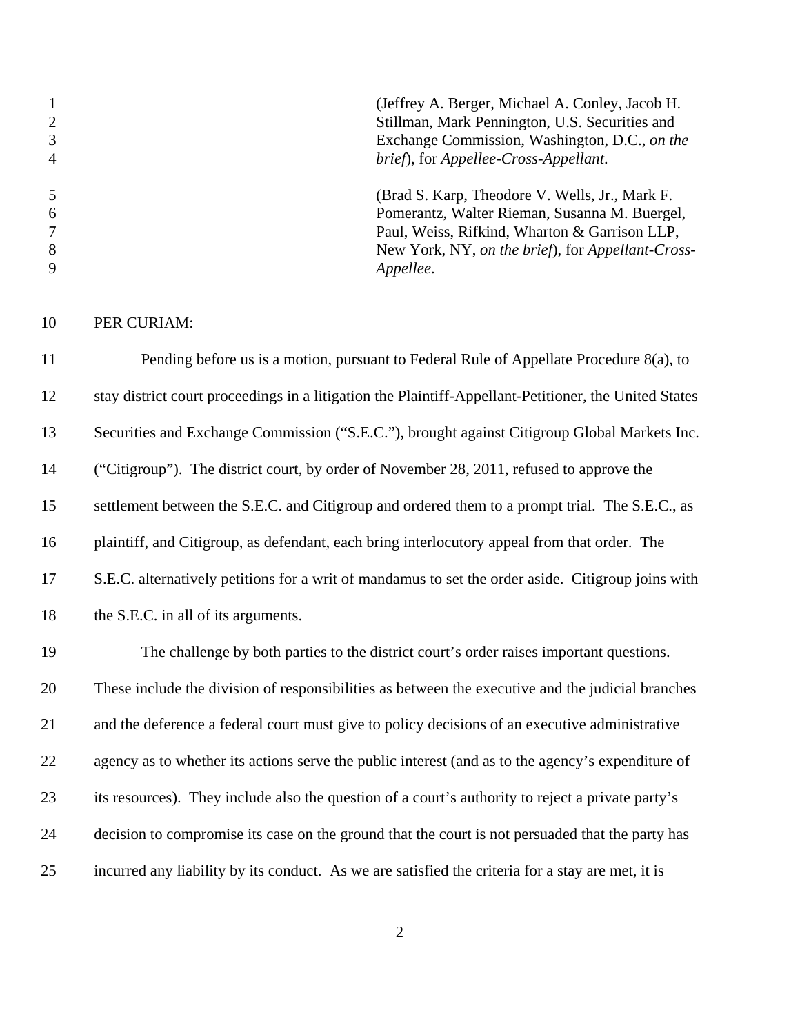(Jeffrey A. Berger, Michael A. Conley, Jacob H. Stillman, Mark Pennington, U.S. Securities and Exchange Commission, Washington, D.C., *on the brief*), for *Appellee-Cross-Appellant*.

(Brad S. Karp, Theodore V. Wells, Jr., Mark F. Pomerantz, Walter Rieman, Susanna M. Buergel, Paul, Weiss, Rifkind, Wharton & Garrison LLP, New York, NY, *on the brief*), for *Appellant-Cross-Appellee*.

PER CURIAM:

Pending before us is a motion, pursuant to Federal Rule of Appellate Procedure 8(a), to stay district court proceedings in a litigation the Plaintiff-Appellant-Petitioner, the United States Securities and Exchange Commission ("S.E.C."), brought against Citigroup Global Markets Inc. ("Citigroup"). The district court, by order of November 28, 2011, refused to approve the settlement between the S.E.C. and Citigroup and ordered them to a prompt trial. The S.E.C., as plaintiff, and Citigroup, as defendant, each bring interlocutory appeal from that order. The S.E.C. alternatively petitions for a writ of mandamus to set the order aside. Citigroup joins with the S.E.C. in all of its arguments.

The challenge by both parties to the district court's order raises important questions. These include the division of responsibilities as between the executive and the judicial branches and the deference a federal court must give to policy decisions of an executive administrative agency as to whether its actions serve the public interest (and as to the agency's expenditure of its resources). They include also the question of a court's authority to reject a private party's decision to compromise its case on the ground that the court is not persuaded that the party has incurred any liability by its conduct. As we are satisfied the criteria for a stay are met, it is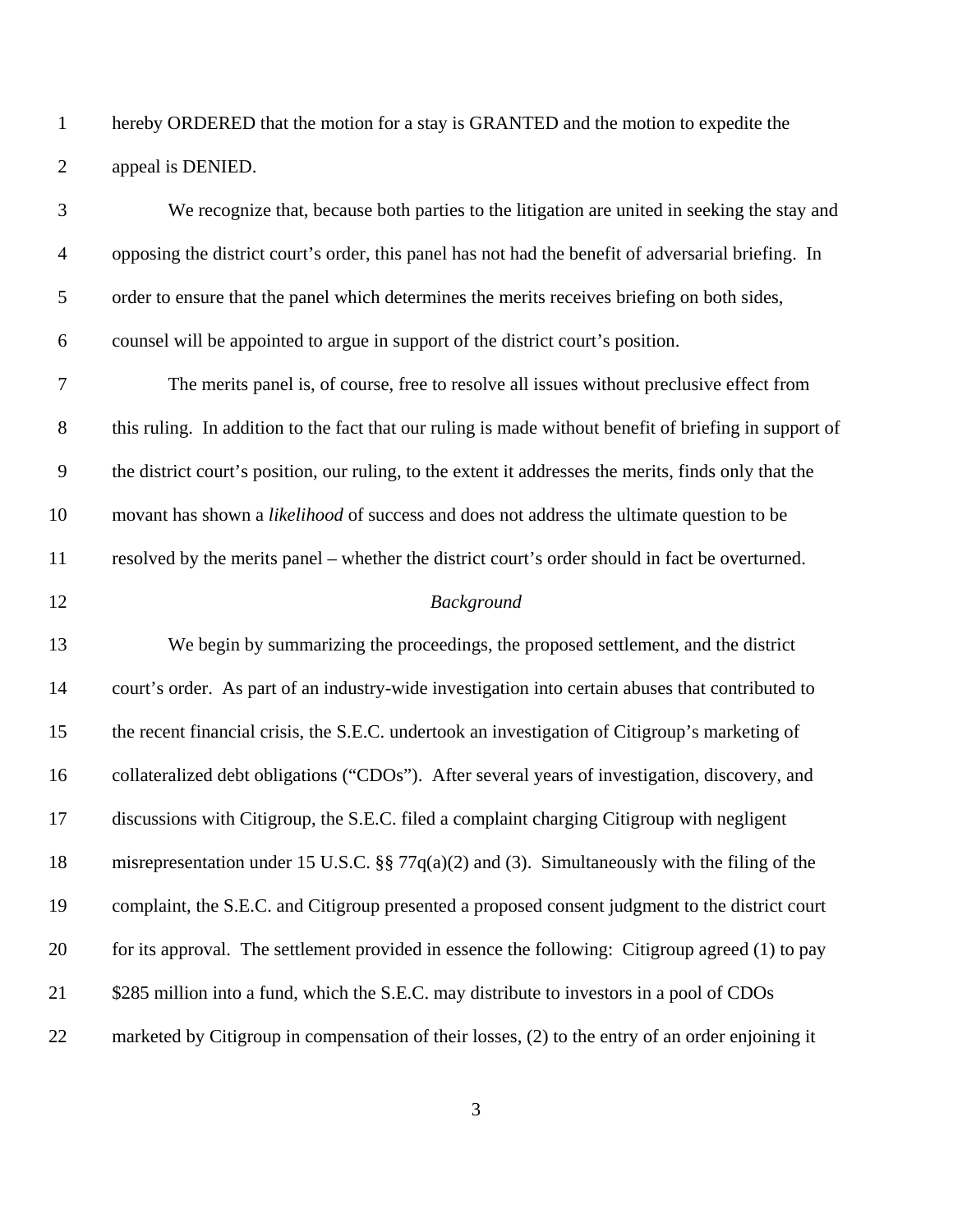hereby ORDERED that the motion for a stay is GRANTED and the motion to expedite the appeal is DENIED.

We recognize that, because both parties to the litigation are united in seeking the stay and opposing the district court's order, this panel has not had the benefit of adversarial briefing. In order to ensure that the panel which determines the merits receives briefing on both sides, counsel will be appointed to argue in support of the district court's position.

The merits panel is, of course, free to resolve all issues without preclusive effect from this ruling. In addition to the fact that our ruling is made without benefit of briefing in support of the district court's position, our ruling, to the extent it addresses the merits, finds only that the movant has shown a *likelihood* of success and does not address the ultimate question to be resolved by the merits panel – whether the district court's order should in fact be overturned.

*Background*

We begin by summarizing the proceedings, the proposed settlement, and the district court's order. As part of an industry-wide investigation into certain abuses that contributed to the recent financial crisis, the S.E.C. undertook an investigation of Citigroup's marketing of collateralized debt obligations ("CDOs"). After several years of investigation, discovery, and discussions with Citigroup, the S.E.C. filed a complaint charging Citigroup with negligent misrepresentation under 15 U.S.C. §§ 77q(a)(2) and (3). Simultaneously with the filing of the complaint, the S.E.C. and Citigroup presented a proposed consent judgment to the district court for its approval. The settlement provided in essence the following: Citigroup agreed (1) to pay $285 million into a fund, which the S.E.C. may distribute to investors in a pool of CDOs marketed by Citigroup in compensation of their losses, (2) to the entry of an order enjoining it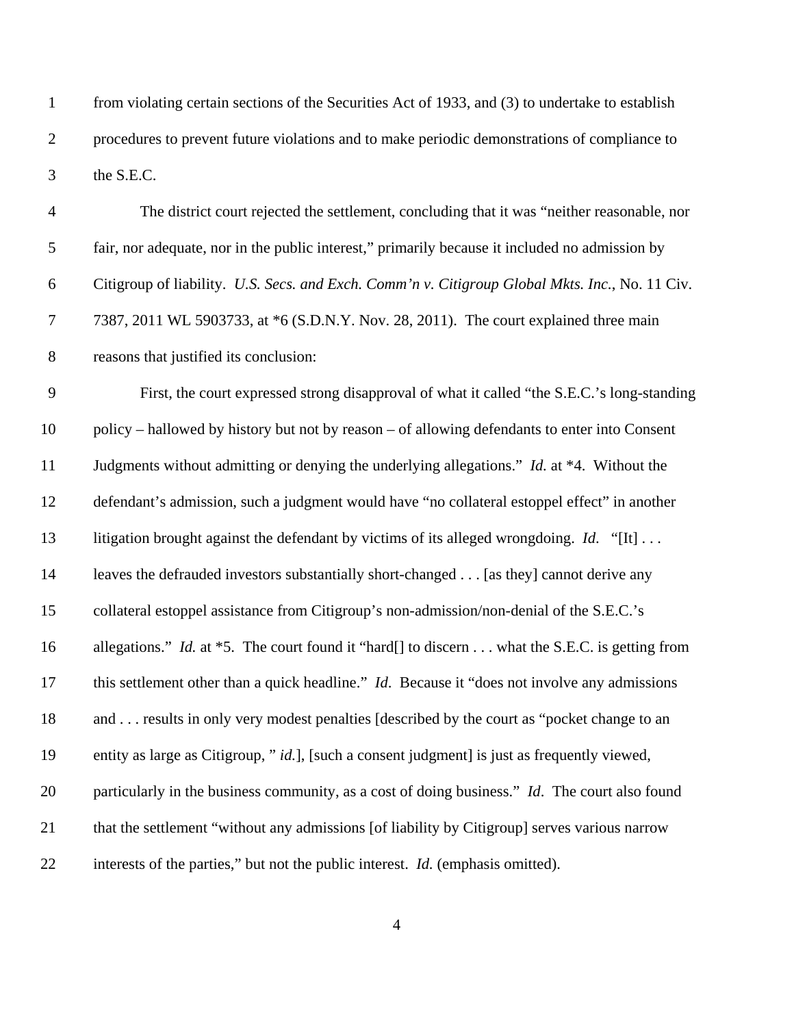from violating certain sections of the Securities Act of 1933, and (3) to undertake to establish procedures to prevent future violations and to make periodic demonstrations of compliance to the S.E.C.

The district court rejected the settlement, concluding that it was "neither reasonable, nor fair, nor adequate, nor in the public interest," primarily because it included no admission by Citigroup of liability. *U.S. Secs. and Exch. Comm'n v. Citigroup Global Mkts. Inc.*, No. 11 Civ. 7387, 2011 WL 5903733, at *6 (S.D.N.Y. Nov. 28, 2011). The court explained three main reasons that justified its conclusion:

First, the court expressed strong disapproval of what it called "the S.E.C.'s long-standing policy – hallowed by history but not by reason – of allowing defendants to enter into Consent Judgments without admitting or denying the underlying allegations." *Id.* at *4. Without the defendant's admission, such a judgment would have "no collateral estoppel effect" in another litigation brought against the defendant by victims of its alleged wrongdoing. *Id*. "[It] . . . leaves the defrauded investors substantially short-changed . . . [as they] cannot derive any collateral estoppel assistance from Citigroup's non-admission/non-denial of the S.E.C.'s allegations." *Id.* at *5. The court found it "hard[] to discern . . . what the S.E.C. is getting from this settlement other than a quick headline." *Id*. Because it "does not involve any admissions and . . . results in only very modest penalties [described by the court as "pocket change to an entity as large as Citigroup, " *id.*], [such a consent judgment] is just as frequently viewed, particularly in the business community, as a cost of doing business." *Id*. The court also found that the settlement "without any admissions [of liability by Citigroup] serves various narrow interests of the parties," but not the public interest. *Id.* (emphasis omitted).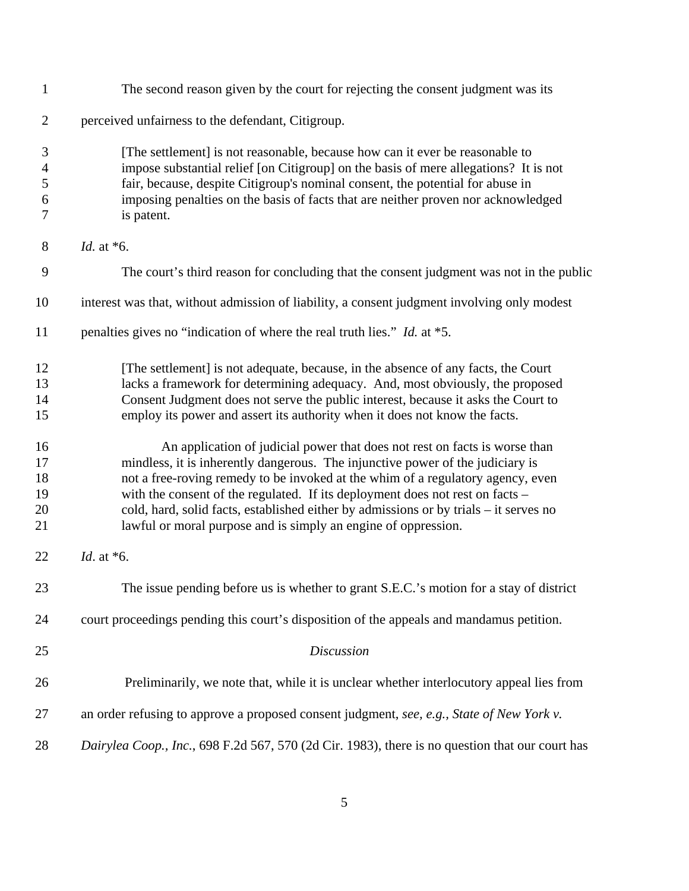The second reason given by the court for rejecting the consent judgment was its perceived unfairness to the defendant, Citigroup.

> [The settlement] is not reasonable, because how can it ever be reasonable to impose substantial relief [on Citigroup] on the basis of mere allegations? It is not fair, because, despite Citigroup's nominal consent, the potential for abuse in imposing penalties on the basis of facts that are neither proven nor acknowledged is patent.

*Id.* at *6.

The court's third reason for concluding that the consent judgment was not in the public interest was that, without admission of liability, a consent judgment involving only modest penalties gives no "indication of where the real truth lies." *Id.* at *5.

> [The settlement] is not adequate, because, in the absence of any facts, the Court lacks a framework for determining adequacy. And, most obviously, the proposed Consent Judgment does not serve the public interest, because it asks the Court to employ its power and assert its authority when it does not know the facts.
>
> An application of judicial power that does not rest on facts is worse than mindless, it is inherently dangerous. The injunctive power of the judiciary is not a free-roving remedy to be invoked at the whim of a regulatory agency, even with the consent of the regulated. If its deployment does not rest on facts – cold, hard, solid facts, established either by admissions or by trials – it serves no lawful or moral purpose and is simply an engine of oppression.

*Id*. at *6.

The issue pending before us is whether to grant S.E.C.'s motion for a stay of district court proceedings pending this court's disposition of the appeals and mandamus petition.

*Discussion*

Preliminarily, we note that, while it is unclear whether interlocutory appeal lies from an order refusing to approve a proposed consent judgment, *see, e.g., State of New York v. Dairylea Coop., Inc.*, 698 F.2d 567, 570 (2d Cir. 1983), there is no question that our court has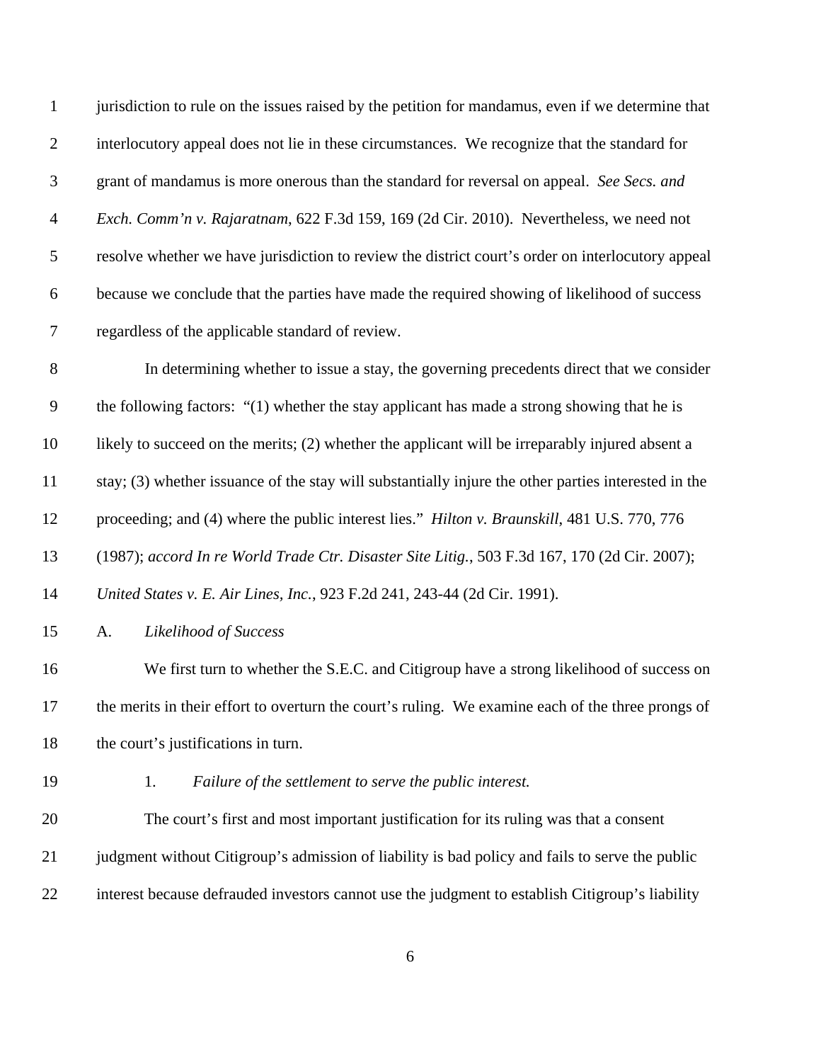jurisdiction to rule on the issues raised by the petition for mandamus, even if we determine that interlocutory appeal does not lie in these circumstances. We recognize that the standard for grant of mandamus is more onerous than the standard for reversal on appeal. *See Secs. and Exch. Comm'n v. Rajaratnam*, 622 F.3d 159, 169 (2d Cir. 2010). Nevertheless, we need not resolve whether we have jurisdiction to review the district court's order on interlocutory appeal because we conclude that the parties have made the required showing of likelihood of success regardless of the applicable standard of review.

In determining whether to issue a stay, the governing precedents direct that we consider the following factors: "(1) whether the stay applicant has made a strong showing that he is likely to succeed on the merits; (2) whether the applicant will be irreparably injured absent a stay; (3) whether issuance of the stay will substantially injure the other parties interested in the proceeding; and (4) where the public interest lies." *Hilton v. Braunskill*, 481 U.S. 770, 776 (1987); *accord In re World Trade Ctr. Disaster Site Litig.*, 503 F.3d 167, 170 (2d Cir. 2007); *United States v. E. Air Lines, Inc.*, 923 F.2d 241, 243-44 (2d Cir. 1991).

A. *Likelihood of Success*

We first turn to whether the S.E.C. and Citigroup have a strong likelihood of success on the merits in their effort to overturn the court's ruling. We examine each of the three prongs of the court's justifications in turn.

1. *Failure of the settlement to serve the public interest.*

The court's first and most important justification for its ruling was that a consent judgment without Citigroup's admission of liability is bad policy and fails to serve the public interest because defrauded investors cannot use the judgment to establish Citigroup's liability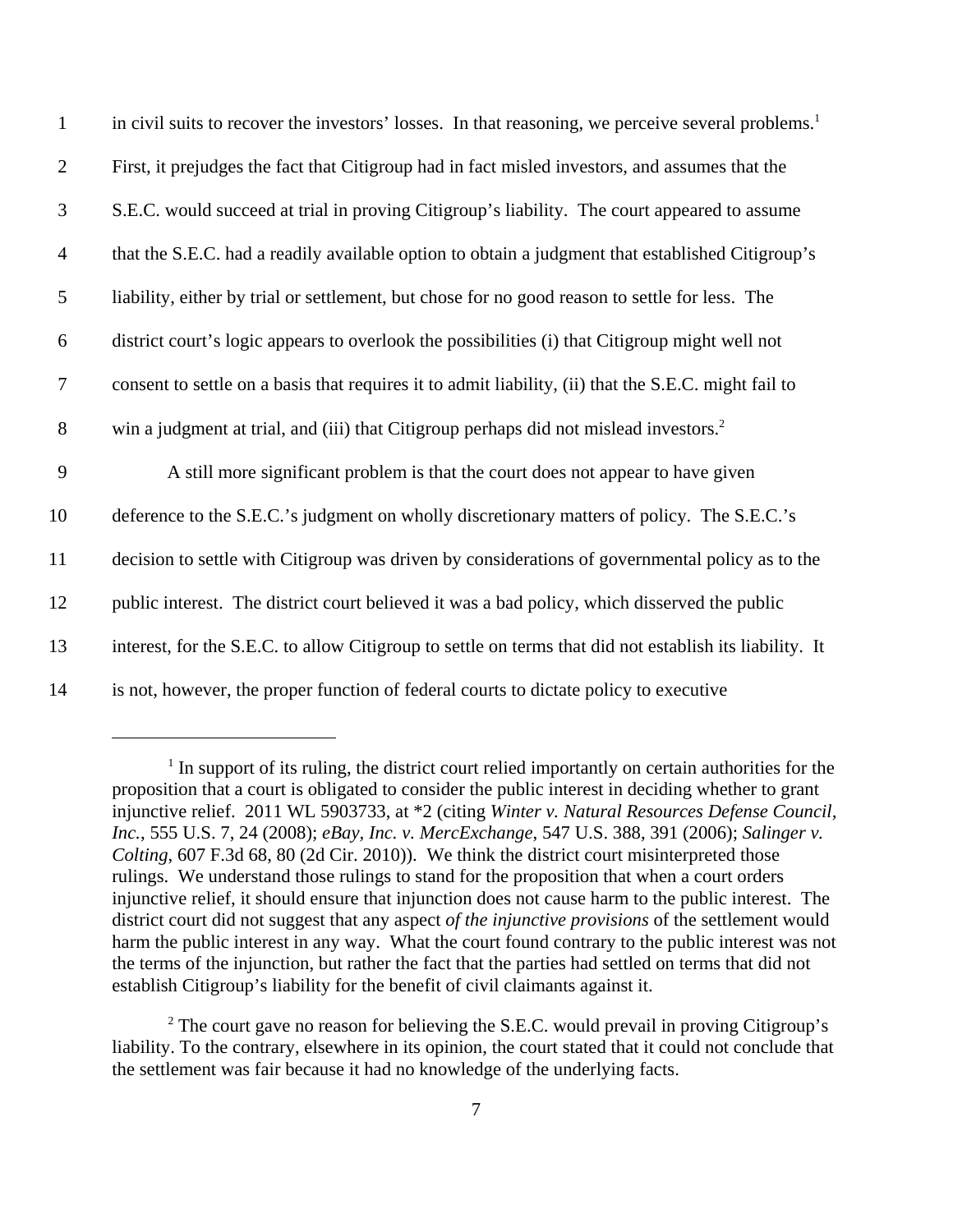in civil suits to recover the investors' losses. In that reasoning, we perceive several problems.[1] First, it prejudges the fact that Citigroup had in fact misled investors, and assumes that the S.E.C. would succeed at trial in proving Citigroup's liability. The court appeared to assume that the S.E.C. had a readily available option to obtain a judgment that established Citigroup's liability, either by trial or settlement, but chose for no good reason to settle for less. The district court's logic appears to overlook the possibilities (i) that Citigroup might well not consent to settle on a basis that requires it to admit liability, (ii) that the S.E.C. might fail to win a judgment at trial, and (iii) that Citigroup perhaps did not mislead investors.[2]

A still more significant problem is that the court does not appear to have given deference to the S.E.C.'s judgment on wholly discretionary matters of policy. The S.E.C.'s decision to settle with Citigroup was driven by considerations of governmental policy as to the public interest. The district court believed it was a bad policy, which disserved the public interest, for the S.E.C. to allow Citigroup to settle on terms that did not establish its liability. It is not, however, the proper function of federal courts to dictate policy to executive

---

[1] In support of its ruling, the district court relied importantly on certain authorities for the proposition that a court is obligated to consider the public interest in deciding whether to grant injunctive relief. 2011 WL 5903733, at *2 (citing *Winter v. Natural Resources Defense Council, Inc.*, 555 U.S. 7, 24 (2008); *eBay, Inc. v. MercExchange*, 547 U.S. 388, 391 (2006); *Salinger v. Colting*, 607 F.3d 68, 80 (2d Cir. 2010)). We think the district court misinterpreted those rulings. We understand those rulings to stand for the proposition that when a court orders injunctive relief, it should ensure that injunction does not cause harm to the public interest. The district court did not suggest that any aspect *of the injunctive provisions* of the settlement would harm the public interest in any way. What the court found contrary to the public interest was not the terms of the injunction, but rather the fact that the parties had settled on terms that did not establish Citigroup's liability for the benefit of civil claimants against it.

[2] The court gave no reason for believing the S.E.C. would prevail in proving Citigroup's liability. To the contrary, elsewhere in its opinion, the court stated that it could not conclude that the settlement was fair because it had no knowledge of the underlying facts.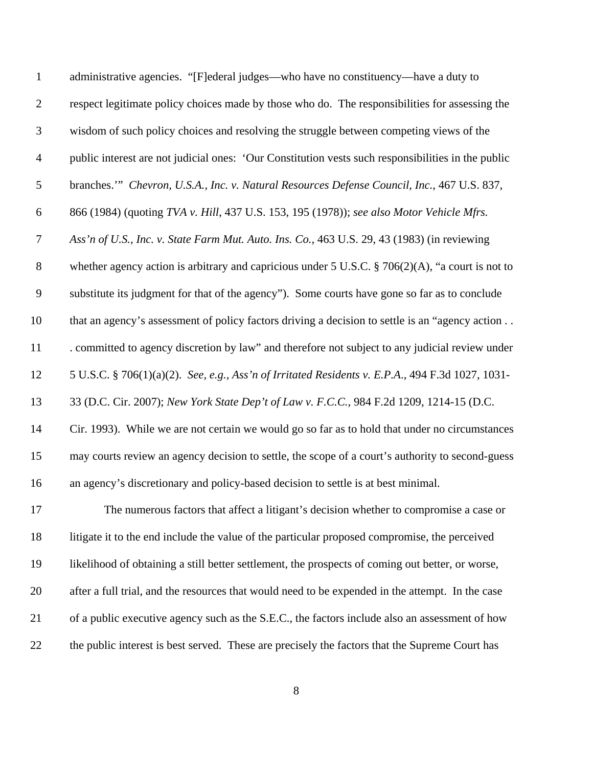administrative agencies. "[F]ederal judges—who have no constituency—have a duty to respect legitimate policy choices made by those who do. The responsibilities for assessing the wisdom of such policy choices and resolving the struggle between competing views of the public interest are not judicial ones: 'Our Constitution vests such responsibilities in the public branches.'" *Chevron, U.S.A., Inc. v. Natural Resources Defense Council, Inc.*, 467 U.S. 837, 866 (1984) (quoting *TVA v. Hill*, 437 U.S. 153, 195 (1978)); *see also Motor Vehicle Mfrs. Ass'n of U.S., Inc. v. State Farm Mut. Auto. Ins. Co.*, 463 U.S. 29, 43 (1983) (in reviewing whether agency action is arbitrary and capricious under 5 U.S.C. § 706(2)(A), "a court is not to substitute its judgment for that of the agency"). Some courts have gone so far as to conclude that an agency's assessment of policy factors driving a decision to settle is an "agency action . . . committed to agency discretion by law" and therefore not subject to any judicial review under 5 U.S.C. § 706(1)(a)(2). *See, e.g.*, *Ass'n of Irritated Residents v. E.P.A.*, 494 F.3d 1027, 1031-33 (D.C. Cir. 2007); *New York State Dep't of Law v. F.C.C.*, 984 F.2d 1209, 1214-15 (D.C. Cir. 1993). While we are not certain we would go so far as to hold that under no circumstances may courts review an agency decision to settle, the scope of a court's authority to second-guess an agency's discretionary and policy-based decision to settle is at best minimal.

The numerous factors that affect a litigant's decision whether to compromise a case or litigate it to the end include the value of the particular proposed compromise, the perceived likelihood of obtaining a still better settlement, the prospects of coming out better, or worse, after a full trial, and the resources that would need to be expended in the attempt. In the case of a public executive agency such as the S.E.C., the factors include also an assessment of how the public interest is best served. These are precisely the factors that the Supreme Court has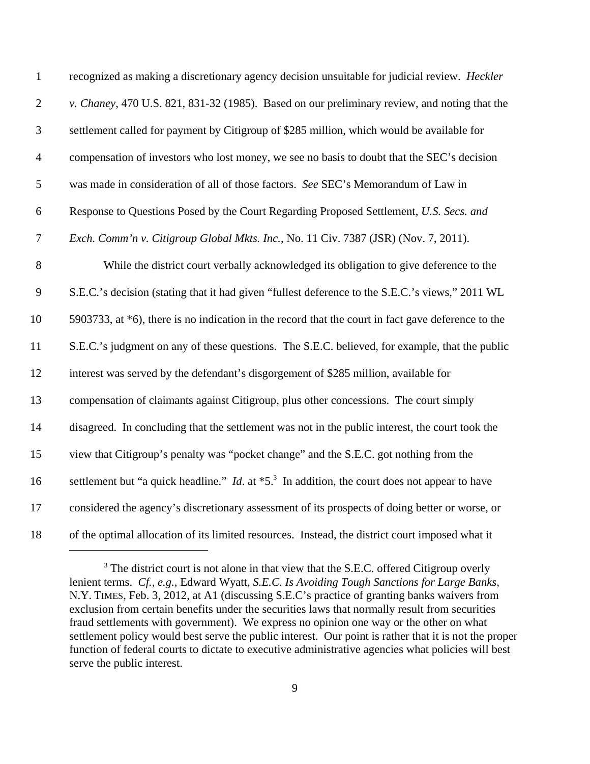recognized as making a discretionary agency decision unsuitable for judicial review. *Heckler v. Chaney*, 470 U.S. 821, 831-32 (1985). Based on our preliminary review, and noting that the settlement called for payment by Citigroup of $285 million, which would be available for compensation of investors who lost money, we see no basis to doubt that the SEC's decision was made in consideration of all of those factors. *See* SEC's Memorandum of Law in Response to Questions Posed by the Court Regarding Proposed Settlement, *U.S. Secs. and Exch. Comm'n v. Citigroup Global Mkts. Inc.*, No. 11 Civ. 7387 (JSR) (Nov. 7, 2011).

While the district court verbally acknowledged its obligation to give deference to the S.E.C.'s decision (stating that it had given "fullest deference to the S.E.C.'s views," 2011 WL 5903733, at *6), there is no indication in the record that the court in fact gave deference to the S.E.C.'s judgment on any of these questions. The S.E.C. believed, for example, that the public interest was served by the defendant's disgorgement of $285 million, available for compensation of claimants against Citigroup, plus other concessions. The court simply disagreed. In concluding that the settlement was not in the public interest, the court took the view that Citigroup's penalty was "pocket change" and the S.E.C. got nothing from the settlement but "a quick headline." *Id*. at *5.[3] In addition, the court does not appear to have considered the agency's discretionary assessment of its prospects of doing better or worse, or of the optimal allocation of its limited resources. Instead, the district court imposed what it

---

[3] The district court is not alone in that view that the S.E.C. offered Citigroup overly lenient terms. *Cf.*, *e.g.*, Edward Wyatt, *S.E.C. Is Avoiding Tough Sanctions for Large Banks*, N.Y. TIMES, Feb. 3, 2012, at A1 (discussing S.E.C's practice of granting banks waivers from exclusion from certain benefits under the securities laws that normally result from securities fraud settlements with government). We express no opinion one way or the other on what settlement policy would best serve the public interest. Our point is rather that it is not the proper function of federal courts to dictate to executive administrative agencies what policies will best serve the public interest.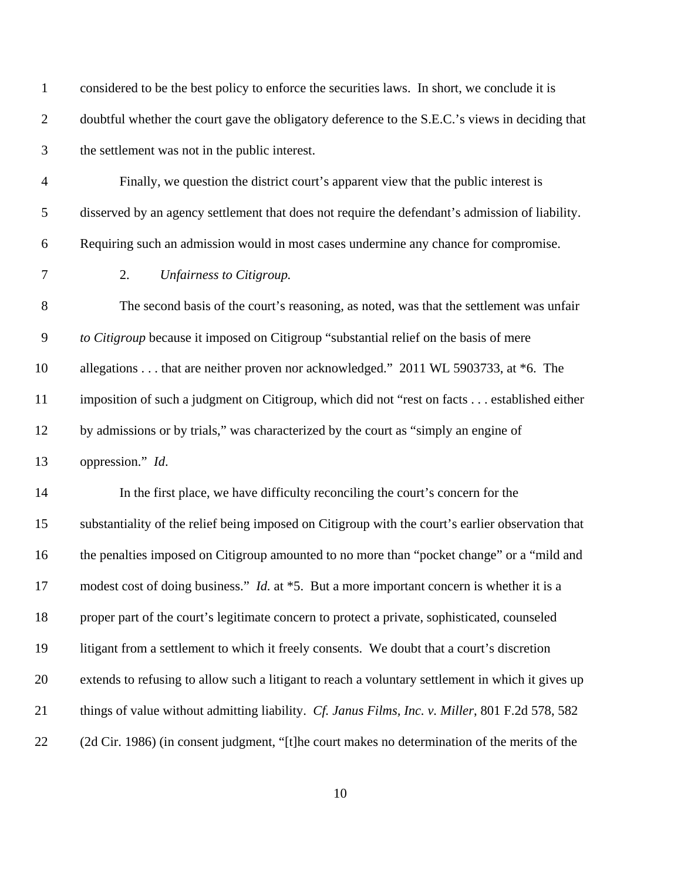considered to be the best policy to enforce the securities laws. In short, we conclude it is doubtful whether the court gave the obligatory deference to the S.E.C.'s views in deciding that the settlement was not in the public interest.

Finally, we question the district court's apparent view that the public interest is disserved by an agency settlement that does not require the defendant's admission of liability. Requiring such an admission would in most cases undermine any chance for compromise.

2. *Unfairness to Citigroup.*

The second basis of the court's reasoning, as noted, was that the settlement was unfair *to Citigroup* because it imposed on Citigroup "substantial relief on the basis of mere allegations . . . that are neither proven nor acknowledged." 2011 WL 5903733, at *6. The imposition of such a judgment on Citigroup, which did not "rest on facts . . . established either by admissions or by trials," was characterized by the court as "simply an engine of oppression." *Id.*

In the first place, we have difficulty reconciling the court's concern for the substantiality of the relief being imposed on Citigroup with the court's earlier observation that the penalties imposed on Citigroup amounted to no more than "pocket change" or a "mild and modest cost of doing business." *Id.* at *5. But a more important concern is whether it is a proper part of the court's legitimate concern to protect a private, sophisticated, counseled litigant from a settlement to which it freely consents. We doubt that a court's discretion extends to refusing to allow such a litigant to reach a voluntary settlement in which it gives up things of value without admitting liability. *Cf. Janus Films, Inc. v. Miller*, 801 F.2d 578, 582 (2d Cir. 1986) (in consent judgment, "[t]he court makes no determination of the merits of the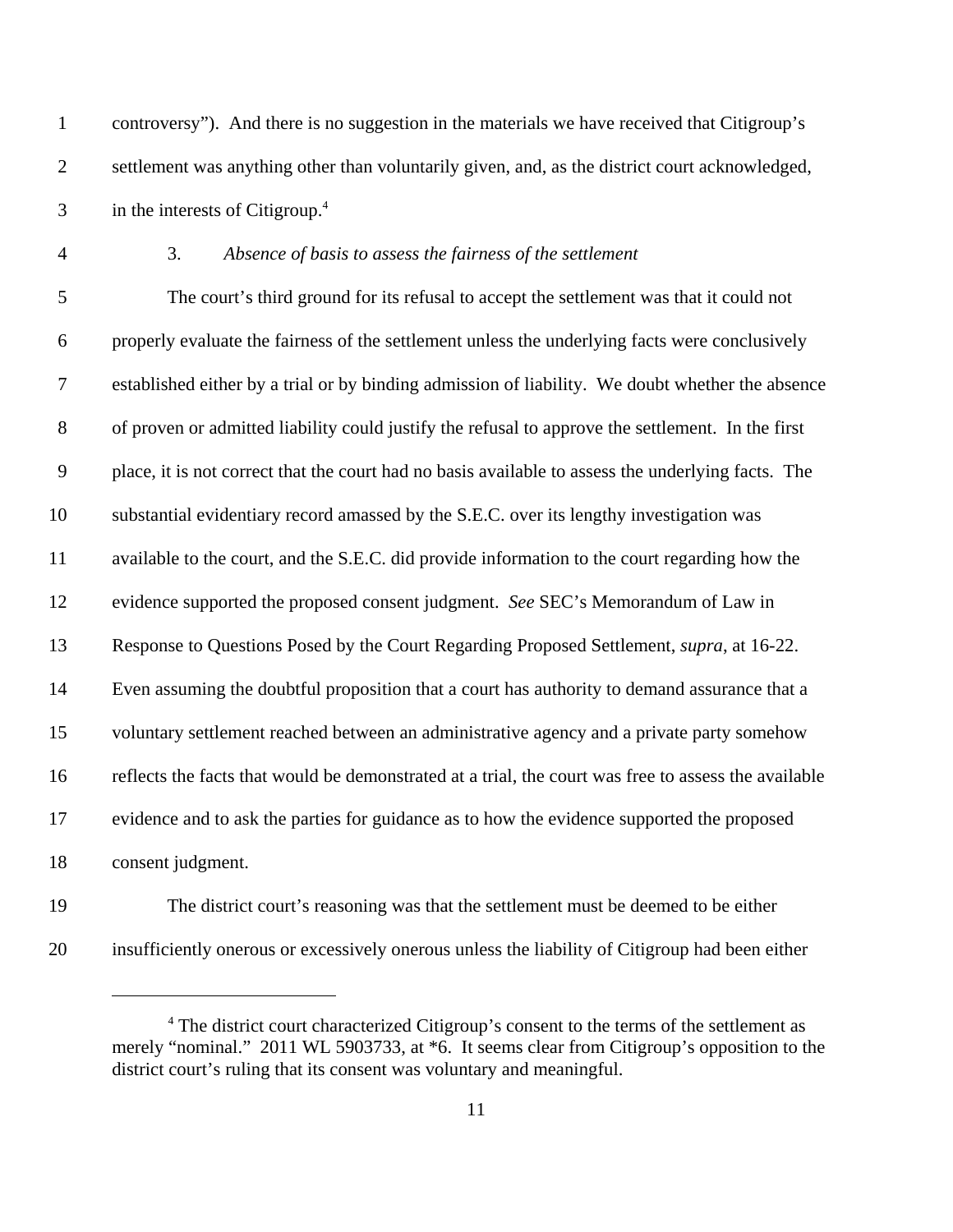controversy"). And there is no suggestion in the materials we have received that Citigroup's settlement was anything other than voluntarily given, and, as the district court acknowledged, in the interests of Citigroup.[4]

3. *Absence of basis to assess the fairness of the settlement*

The court's third ground for its refusal to accept the settlement was that it could not properly evaluate the fairness of the settlement unless the underlying facts were conclusively established either by a trial or by binding admission of liability. We doubt whether the absence of proven or admitted liability could justify the refusal to approve the settlement. In the first place, it is not correct that the court had no basis available to assess the underlying facts. The substantial evidentiary record amassed by the S.E.C. over its lengthy investigation was available to the court, and the S.E.C. did provide information to the court regarding how the evidence supported the proposed consent judgment. *See* SEC's Memorandum of Law in Response to Questions Posed by the Court Regarding Proposed Settlement, *supra*, at 16-22. Even assuming the doubtful proposition that a court has authority to demand assurance that a voluntary settlement reached between an administrative agency and a private party somehow reflects the facts that would be demonstrated at a trial, the court was free to assess the available evidence and to ask the parties for guidance as to how the evidence supported the proposed consent judgment.

The district court's reasoning was that the settlement must be deemed to be either insufficiently onerous or excessively onerous unless the liability of Citigroup had been either

---

[4] The district court characterized Citigroup's consent to the terms of the settlement as merely "nominal." 2011 WL 5903733, at *6. It seems clear from Citigroup's opposition to the district court's ruling that its consent was voluntary and meaningful.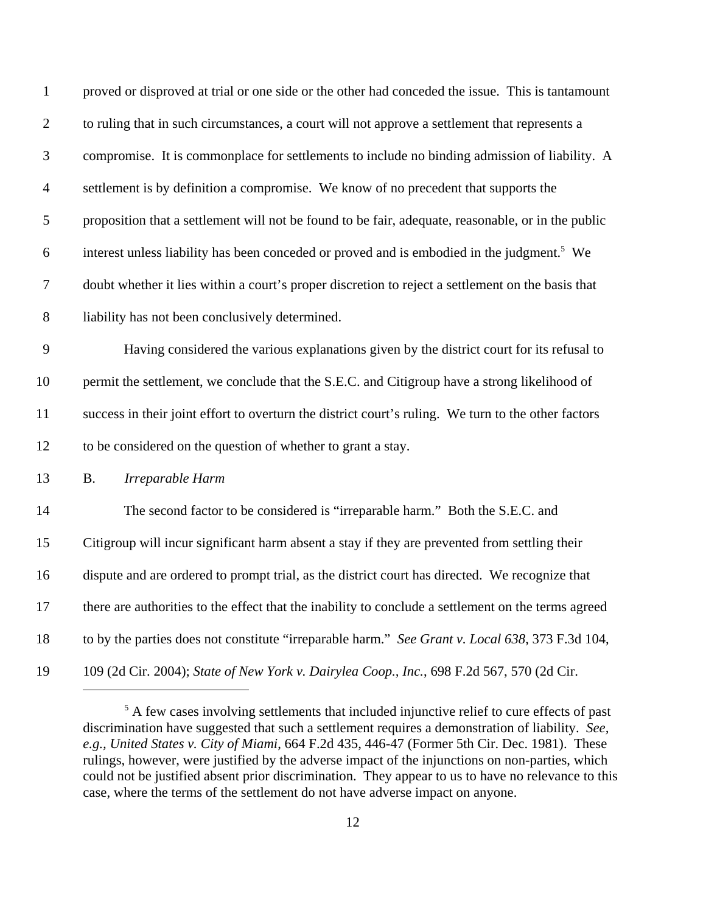proved or disproved at trial or one side or the other had conceded the issue. This is tantamount to ruling that in such circumstances, a court will not approve a settlement that represents a compromise. It is commonplace for settlements to include no binding admission of liability. A settlement is by definition a compromise. We know of no precedent that supports the proposition that a settlement will not be found to be fair, adequate, reasonable, or in the public interest unless liability has been conceded or proved and is embodied in the judgment.[5] We doubt whether it lies within a court's proper discretion to reject a settlement on the basis that liability has not been conclusively determined.

Having considered the various explanations given by the district court for its refusal to permit the settlement, we conclude that the S.E.C. and Citigroup have a strong likelihood of success in their joint effort to overturn the district court's ruling. We turn to the other factors to be considered on the question of whether to grant a stay.

B. *Irreparable Harm*

The second factor to be considered is "irreparable harm." Both the S.E.C. and Citigroup will incur significant harm absent a stay if they are prevented from settling their dispute and are ordered to prompt trial, as the district court has directed. We recognize that there are authorities to the effect that the inability to conclude a settlement on the terms agreed to by the parties does not constitute "irreparable harm." *See Grant v. Local 638*, 373 F.3d 104, 109 (2d Cir. 2004); *State of New York v. Dairylea Coop., Inc.*, 698 F.2d 567, 570 (2d Cir.

[5] A few cases involving settlements that included injunctive relief to cure effects of past discrimination have suggested that such a settlement requires a demonstration of liability. *See, e.g., United States v. City of Miami*, 664 F.2d 435, 446-47 (Former 5th Cir. Dec. 1981). These rulings, however, were justified by the adverse impact of the injunctions on non-parties, which could not be justified absent prior discrimination. They appear to us to have no relevance to this case, where the terms of the settlement do not have adverse impact on anyone.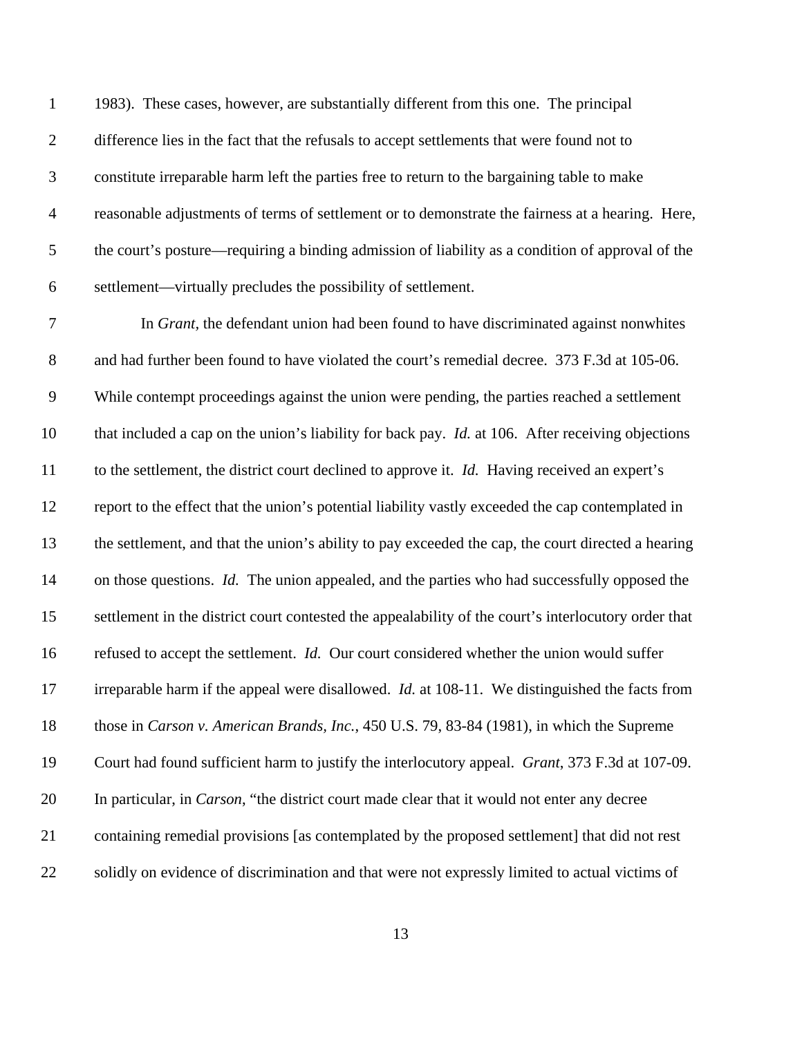1983). These cases, however, are substantially different from this one. The principal difference lies in the fact that the refusals to accept settlements that were found not to constitute irreparable harm left the parties free to return to the bargaining table to make reasonable adjustments of terms of settlement or to demonstrate the fairness at a hearing. Here, the court's posture—requiring a binding admission of liability as a condition of approval of the settlement—virtually precludes the possibility of settlement.

In *Grant*, the defendant union had been found to have discriminated against nonwhites and had further been found to have violated the court's remedial decree. 373 F.3d at 105-06. While contempt proceedings against the union were pending, the parties reached a settlement that included a cap on the union's liability for back pay. *Id.* at 106. After receiving objections to the settlement, the district court declined to approve it. *Id.* Having received an expert's report to the effect that the union's potential liability vastly exceeded the cap contemplated in the settlement, and that the union's ability to pay exceeded the cap, the court directed a hearing on those questions. *Id.* The union appealed, and the parties who had successfully opposed the settlement in the district court contested the appealability of the court's interlocutory order that refused to accept the settlement. *Id.* Our court considered whether the union would suffer irreparable harm if the appeal were disallowed. *Id.* at 108-11. We distinguished the facts from those in *Carson v. American Brands, Inc.*, 450 U.S. 79, 83-84 (1981), in which the Supreme Court had found sufficient harm to justify the interlocutory appeal. *Grant*, 373 F.3d at 107-09. In particular, in *Carson*, "the district court made clear that it would not enter any decree containing remedial provisions [as contemplated by the proposed settlement] that did not rest solidly on evidence of discrimination and that were not expressly limited to actual victims of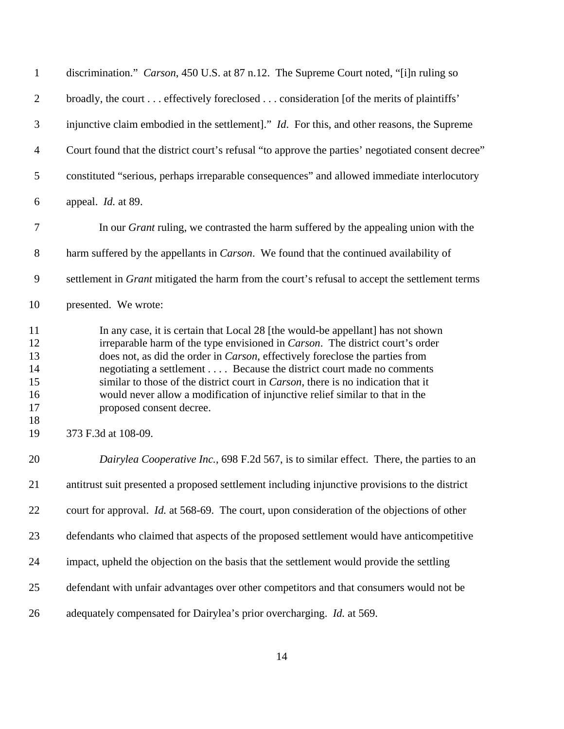discrimination." *Carson*, 450 U.S. at 87 n.12. The Supreme Court noted, "[i]n ruling so broadly, the court . . . effectively foreclosed . . . consideration [of the merits of plaintiffs' injunctive claim embodied in the settlement]." *Id.* For this, and other reasons, the Supreme Court found that the district court's refusal "to approve the parties' negotiated consent decree" constituted "serious, perhaps irreparable consequences" and allowed immediate interlocutory appeal. *Id.* at 89.

In our *Grant* ruling, we contrasted the harm suffered by the appealing union with the harm suffered by the appellants in *Carson*. We found that the continued availability of settlement in *Grant* mitigated the harm from the court's refusal to accept the settlement terms presented. We wrote:

> In any case, it is certain that Local 28 [the would-be appellant] has not shown irreparable harm of the type envisioned in *Carson*. The district court's order does not, as did the order in *Carson*, effectively foreclose the parties from negotiating a settlement . . . . Because the district court made no comments similar to those of the district court in *Carson*, there is no indication that it would never allow a modification of injunctive relief similar to that in the proposed consent decree.

373 F.3d at 108-09.

*Dairylea Cooperative Inc.*, 698 F.2d 567, is to similar effect. There, the parties to an antitrust suit presented a proposed settlement including injunctive provisions to the district court for approval. *Id.* at 568-69. The court, upon consideration of the objections of other defendants who claimed that aspects of the proposed settlement would have anticompetitive impact, upheld the objection on the basis that the settlement would provide the settling defendant with unfair advantages over other competitors and that consumers would not be adequately compensated for Dairylea's prior overcharging. *Id.* at 569.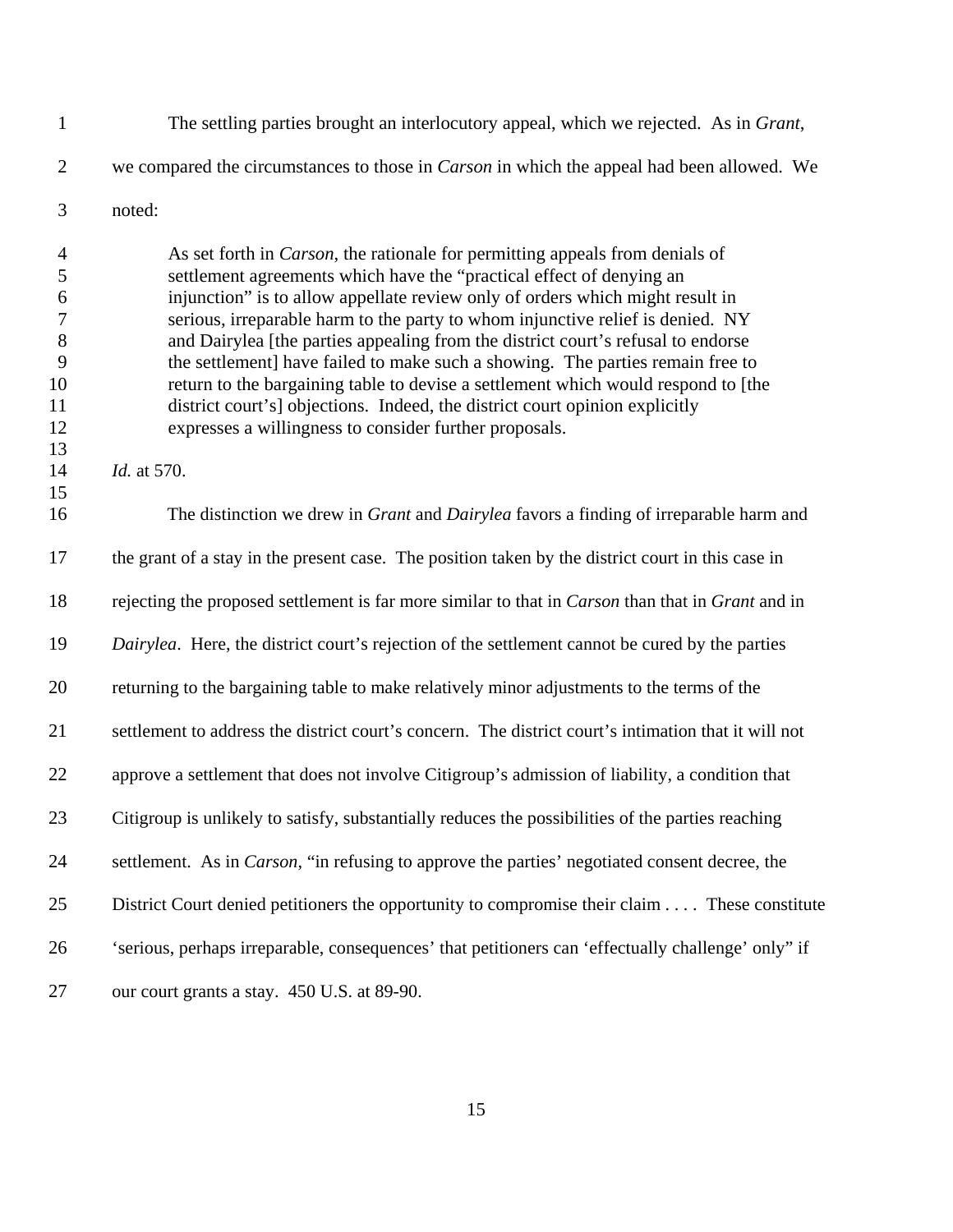The settling parties brought an interlocutory appeal, which we rejected. As in *Grant*, we compared the circumstances to those in *Carson* in which the appeal had been allowed. We noted:

> As set forth in *Carson*, the rationale for permitting appeals from denials of settlement agreements which have the "practical effect of denying an injunction" is to allow appellate review only of orders which might result in serious, irreparable harm to the party to whom injunctive relief is denied. NY and Dairylea [the parties appealing from the district court's refusal to endorse the settlement] have failed to make such a showing. The parties remain free to return to the bargaining table to devise a settlement which would respond to [the district court's] objections. Indeed, the district court opinion explicitly expresses a willingness to consider further proposals.

*Id.* at 570.

The distinction we drew in *Grant* and *Dairylea* favors a finding of irreparable harm and the grant of a stay in the present case. The position taken by the district court in this case in rejecting the proposed settlement is far more similar to that in *Carson* than that in *Grant* and in *Dairylea*. Here, the district court's rejection of the settlement cannot be cured by the parties returning to the bargaining table to make relatively minor adjustments to the terms of the settlement to address the district court's concern. The district court's intimation that it will not approve a settlement that does not involve Citigroup's admission of liability, a condition that Citigroup is unlikely to satisfy, substantially reduces the possibilities of the parties reaching settlement. As in *Carson*, "in refusing to approve the parties' negotiated consent decree, the District Court denied petitioners the opportunity to compromise their claim . . . . These constitute 'serious, perhaps irreparable, consequences' that petitioners can 'effectually challenge' only" if our court grants a stay. 450 U.S. at 89-90.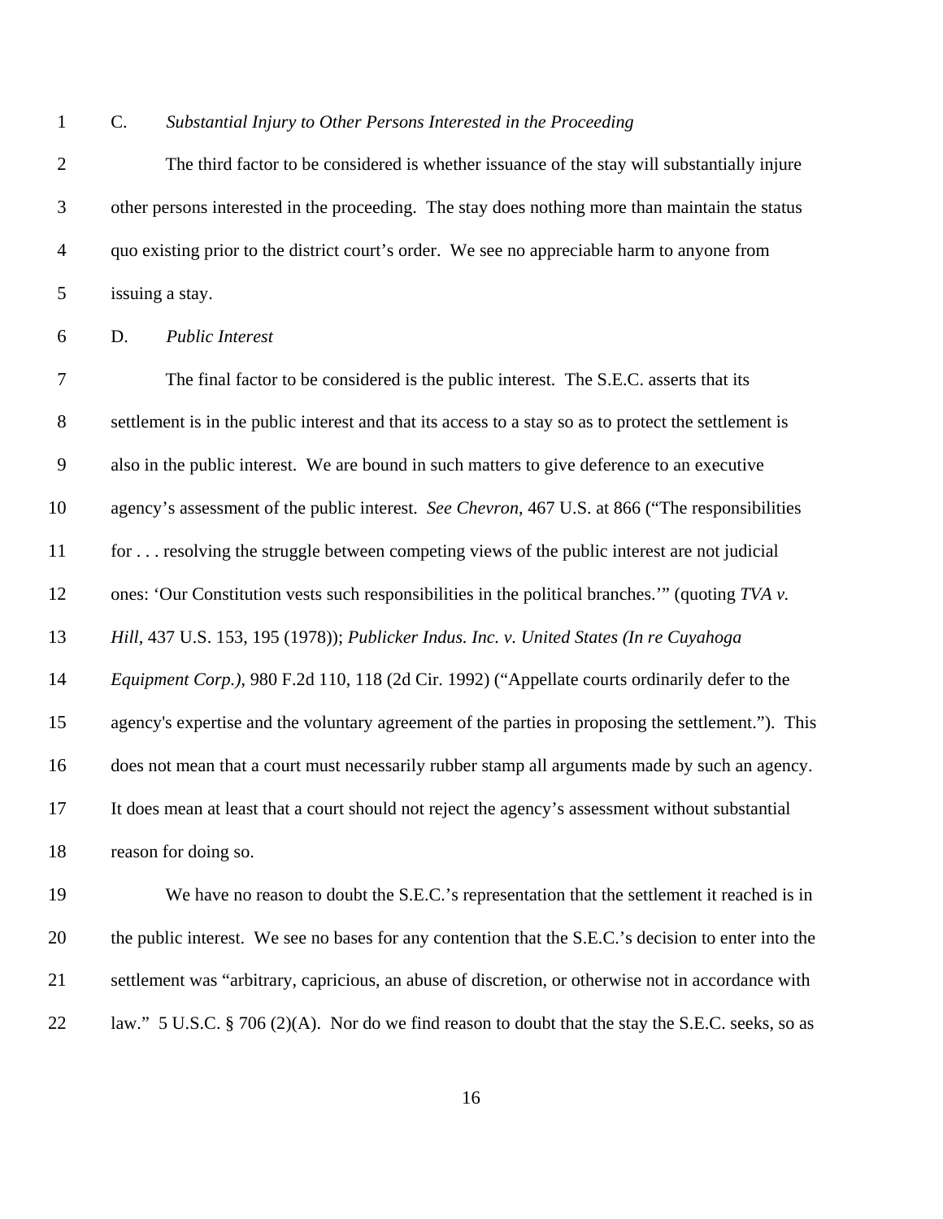### C. *Substantial Injury to Other Persons Interested in the Proceeding*

The third factor to be considered is whether issuance of the stay will substantially injure other persons interested in the proceeding. The stay does nothing more than maintain the status quo existing prior to the district court's order. We see no appreciable harm to anyone from issuing a stay.

### D. *Public Interest*

The final factor to be considered is the public interest. The S.E.C. asserts that its settlement is in the public interest and that its access to a stay so as to protect the settlement is also in the public interest. We are bound in such matters to give deference to an executive agency's assessment of the public interest. *See Chevron*, 467 U.S. at 866 ("The responsibilities for . . . resolving the struggle between competing views of the public interest are not judicial ones: 'Our Constitution vests such responsibilities in the political branches.'" (quoting *TVA v. Hill*, 437 U.S. 153, 195 (1978)); *Publicker Indus. Inc. v. United States (In re Cuyahoga Equipment Corp.)*, 980 F.2d 110, 118 (2d Cir. 1992) ("Appellate courts ordinarily defer to the agency's expertise and the voluntary agreement of the parties in proposing the settlement."). This does not mean that a court must necessarily rubber stamp all arguments made by such an agency. It does mean at least that a court should not reject the agency's assessment without substantial reason for doing so.

We have no reason to doubt the S.E.C.'s representation that the settlement it reached is in the public interest. We see no bases for any contention that the S.E.C.'s decision to enter into the settlement was "arbitrary, capricious, an abuse of discretion, or otherwise not in accordance with law." 5 U.S.C. § 706 (2)(A). Nor do we find reason to doubt that the stay the S.E.C. seeks, so as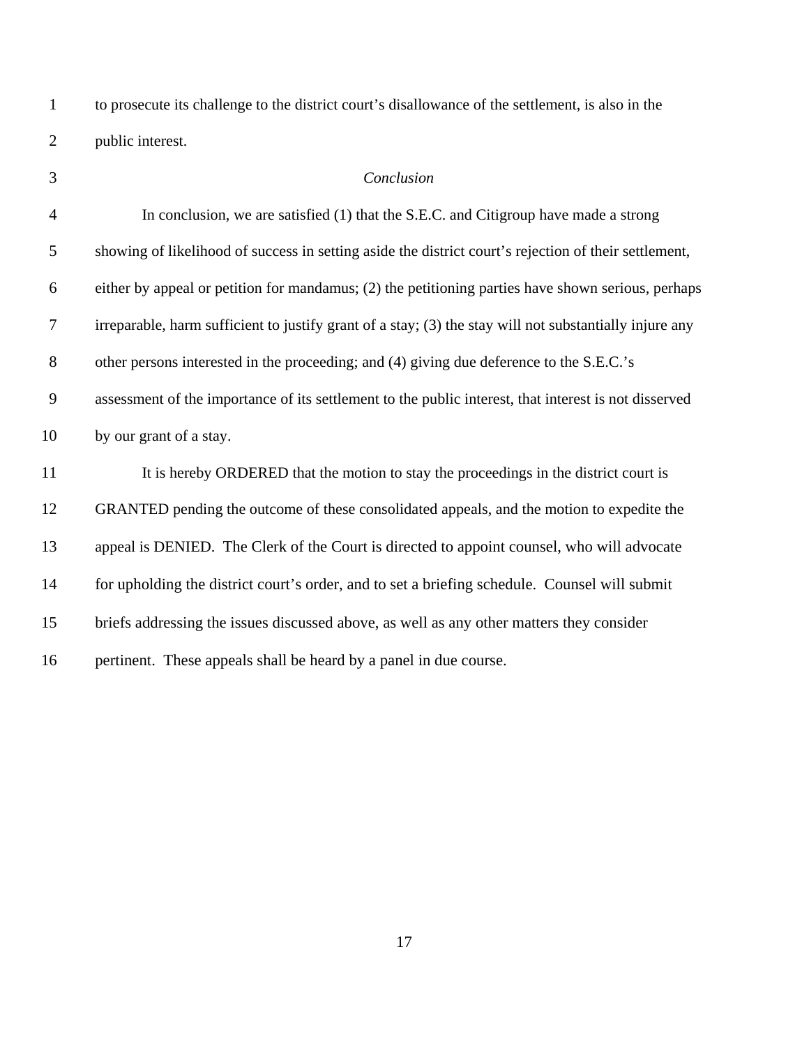to prosecute its challenge to the district court's disallowance of the settlement, is also in the public interest.

*Conclusion*

In conclusion, we are satisfied (1) that the S.E.C. and Citigroup have made a strong showing of likelihood of success in setting aside the district court's rejection of their settlement, either by appeal or petition for mandamus; (2) the petitioning parties have shown serious, perhaps irreparable, harm sufficient to justify grant of a stay; (3) the stay will not substantially injure any other persons interested in the proceeding; and (4) giving due deference to the S.E.C.'s assessment of the importance of its settlement to the public interest, that interest is not disserved by our grant of a stay.

It is hereby ORDERED that the motion to stay the proceedings in the district court is GRANTED pending the outcome of these consolidated appeals, and the motion to expedite the appeal is DENIED. The Clerk of the Court is directed to appoint counsel, who will advocate for upholding the district court's order, and to set a briefing schedule. Counsel will submit briefs addressing the issues discussed above, as well as any other matters they consider pertinent. These appeals shall be heard by a panel in due course.